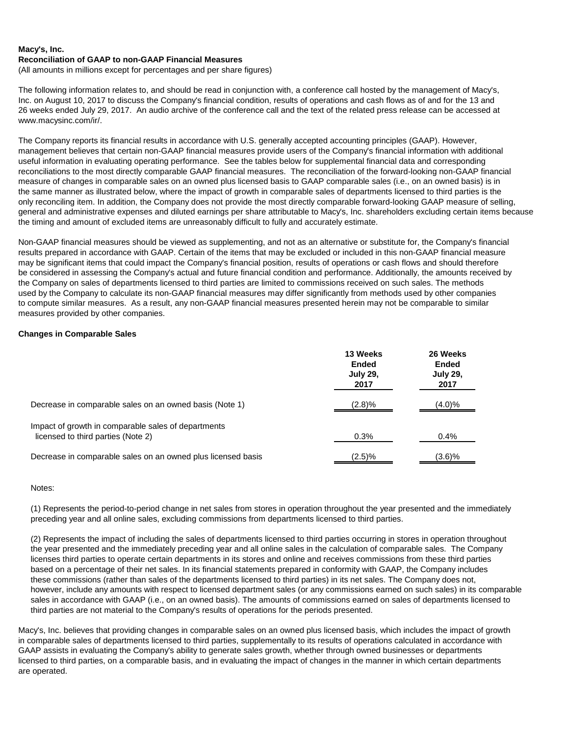**Macy's, Inc.**
**Reconciliation of GAAP to non-GAAP Financial Measures**
(All amounts in millions except for percentages and per share figures)

The following information relates to, and should be read in conjunction with, a conference call hosted by the management of Macy's, Inc. on August 10, 2017 to discuss the Company's financial condition, results of operations and cash flows as of and for the 13 and 26 weeks ended July 29, 2017. An audio archive of the conference call and the text of the related press release can be accessed at www.macysinc.com/ir/.

The Company reports its financial results in accordance with U.S. generally accepted accounting principles (GAAP). However, management believes that certain non-GAAP financial measures provide users of the Company's financial information with additional useful information in evaluating operating performance. See the tables below for supplemental financial data and corresponding reconciliations to the most directly comparable GAAP financial measures. The reconciliation of the forward-looking non-GAAP financial measure of changes in comparable sales on an owned plus licensed basis to GAAP comparable sales (i.e., on an owned basis) is in the same manner as illustrated below, where the impact of growth in comparable sales of departments licensed to third parties is the only reconciling item. In addition, the Company does not provide the most directly comparable forward-looking GAAP measure of selling, general and administrative expenses and diluted earnings per share attributable to Macy's, Inc. shareholders excluding certain items because the timing and amount of excluded items are unreasonably difficult to fully and accurately estimate.

Non-GAAP financial measures should be viewed as supplementing, and not as an alternative or substitute for, the Company's financial results prepared in accordance with GAAP. Certain of the items that may be excluded or included in this non-GAAP financial measure may be significant items that could impact the Company's financial position, results of operations or cash flows and should therefore be considered in assessing the Company's actual and future financial condition and performance. Additionally, the amounts received by the Company on sales of departments licensed to third parties are limited to commissions received on such sales. The methods used by the Company to calculate its non-GAAP financial measures may differ significantly from methods used by other companies to compute similar measures. As a result, any non-GAAP financial measures presented herein may not be comparable to similar measures provided by other companies.

**Changes in Comparable Sales**

| | 13 Weeks Ended July 29, 2017 | 26 Weeks Ended July 29, 2017 |
|---|---|---|
| Decrease in comparable sales on an owned basis (Note 1) | (2.8)% | (4.0)% |
| Impact of growth in comparable sales of departments licensed to third parties (Note 2) | 0.3% | 0.4% |
| Decrease in comparable sales on an owned plus licensed basis | (2.5)% | (3.6)% |

Notes:

(1) Represents the period-to-period change in net sales from stores in operation throughout the year presented and the immediately preceding year and all online sales, excluding commissions from departments licensed to third parties.

(2) Represents the impact of including the sales of departments licensed to third parties occurring in stores in operation throughout the year presented and the immediately preceding year and all online sales in the calculation of comparable sales. The Company licenses third parties to operate certain departments in its stores and online and receives commissions from these third parties based on a percentage of their net sales. In its financial statements prepared in conformity with GAAP, the Company includes these commissions (rather than sales of the departments licensed to third parties) in its net sales. The Company does not, however, include any amounts with respect to licensed department sales (or any commissions earned on such sales) in its comparable sales in accordance with GAAP (i.e., on an owned basis). The amounts of commissions earned on sales of departments licensed to third parties are not material to the Company's results of operations for the periods presented.

Macy's, Inc. believes that providing changes in comparable sales on an owned plus licensed basis, which includes the impact of growth in comparable sales of departments licensed to third parties, supplementally to its results of operations calculated in accordance with GAAP assists in evaluating the Company's ability to generate sales growth, whether through owned businesses or departments licensed to third parties, on a comparable basis, and in evaluating the impact of changes in the manner in which certain departments are operated.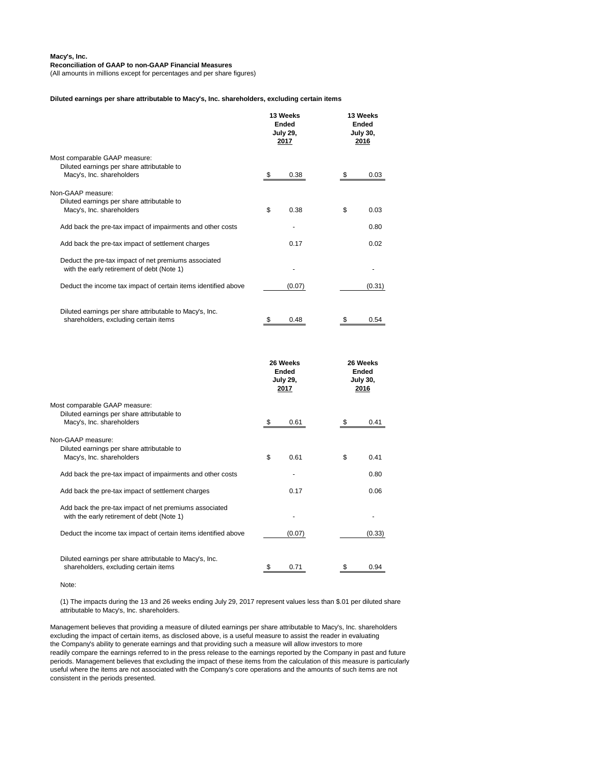**Macy's, Inc.**
**Reconciliation of GAAP to non-GAAP Financial Measures**
(All amounts in millions except for percentages and per share figures)

**Diluted earnings per share attributable to Macy's, Inc. shareholders, excluding certain items**

| | 13 Weeks Ended July 29, 2017 | 13 Weeks Ended July 30, 2016 |
|---|---|---|
| Most comparable GAAP measure: | | |
| Diluted earnings per share attributable to Macy's, Inc. shareholders | $ 0.38 | $ 0.03 |
| Non-GAAP measure: | | |
| Diluted earnings per share attributable to Macy's, Inc. shareholders | $ 0.38 | $ 0.03 |
| Add back the pre-tax impact of impairments and other costs | - | 0.80 |
| Add back the pre-tax impact of settlement charges | 0.17 | 0.02 |
| Deduct the pre-tax impact of net premiums associated with the early retirement of debt (Note 1) | - | - |
| Deduct the income tax impact of certain items identified above | (0.07) | (0.31) |
| Diluted earnings per share attributable to Macy's, Inc. shareholders, excluding certain items | $ 0.48 | $ 0.54 |

| | 26 Weeks Ended July 29, 2017 | 26 Weeks Ended July 30, 2016 |
|---|---|---|
| Most comparable GAAP measure: | | |
| Diluted earnings per share attributable to Macy's, Inc. shareholders | $ 0.61 | $ 0.41 |
| Non-GAAP measure: | | |
| Diluted earnings per share attributable to Macy's, Inc. shareholders | $ 0.61 | $ 0.41 |
| Add back the pre-tax impact of impairments and other costs | - | 0.80 |
| Add back the pre-tax impact of settlement charges | 0.17 | 0.06 |
| Add back the pre-tax impact of net premiums associated with the early retirement of debt (Note 1) | - | - |
| Deduct the income tax impact of certain items identified above | (0.07) | (0.33) |
| Diluted earnings per share attributable to Macy's, Inc. shareholders, excluding certain items | $ 0.71 | $ 0.94 |

Note:

(1) The impacts during the 13 and 26 weeks ending July 29, 2017 represent values less than $.01 per diluted share attributable to Macy's, Inc. shareholders.

Management believes that providing a measure of diluted earnings per share attributable to Macy's, Inc. shareholders excluding the impact of certain items, as disclosed above, is a useful measure to assist the reader in evaluating the Company's ability to generate earnings and that providing such a measure will allow investors to more readily compare the earnings referred to in the press release to the earnings reported by the Company in past and future periods. Management believes that excluding the impact of these items from the calculation of this measure is particularly useful where the items are not associated with the Company's core operations and the amounts of such items are not consistent in the periods presented.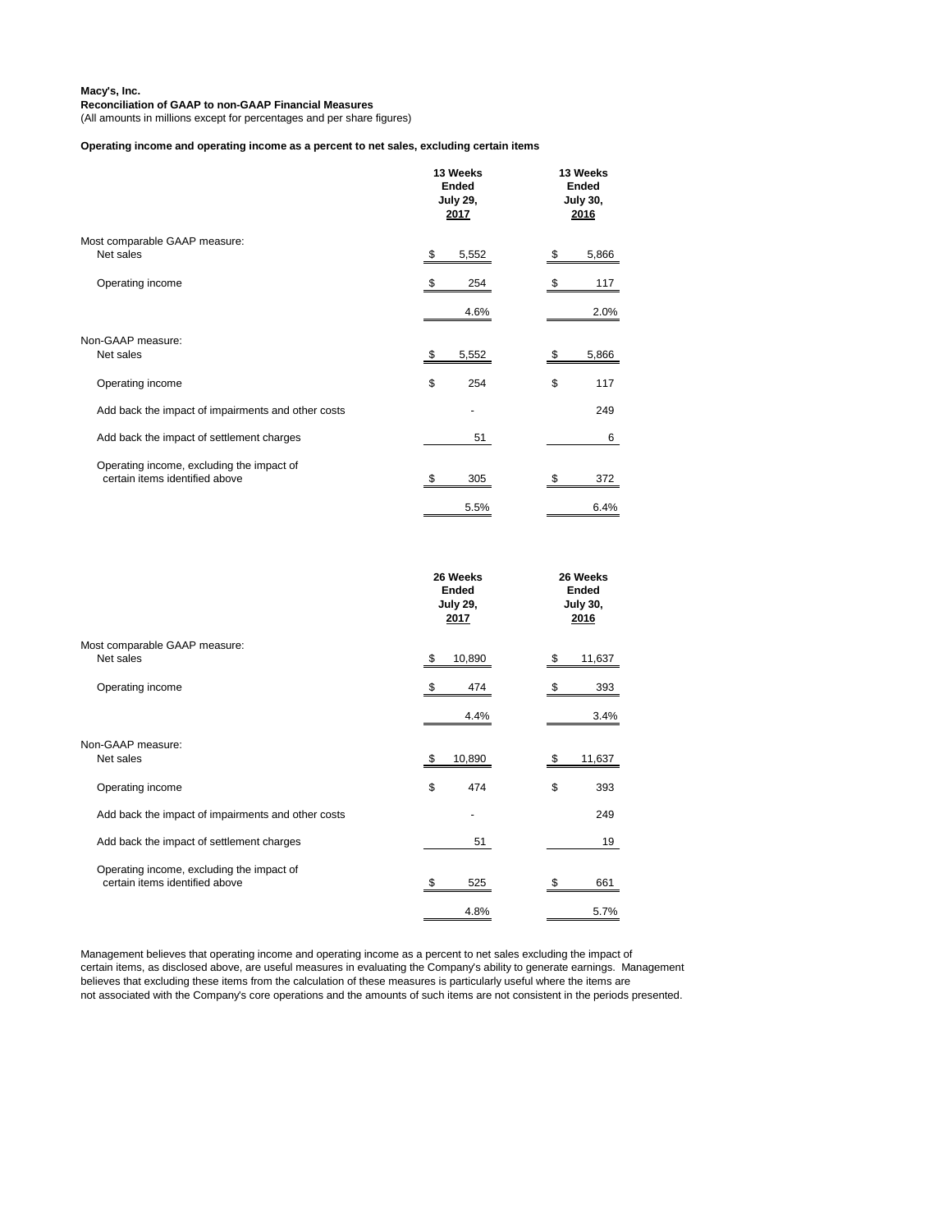**Macy's, Inc.**
**Reconciliation of GAAP to non-GAAP Financial Measures**
(All amounts in millions except for percentages and per share figures)

**Operating income and operating income as a percent to net sales, excluding certain items**

| | 13 Weeks Ended July 29, 2017 | 13 Weeks Ended July 30, 2016 |
|---|---|---|
| Most comparable GAAP measure: | | |
| Net sales | $ 5,552 | $ 5,866 |
| Operating income | $ 254 | $ 117 |
| | 4.6% | 2.0% |
| Non-GAAP measure: | | |
| Net sales | $ 5,552 | $ 5,866 |
| Operating income | $ 254 | $ 117 |
| Add back the impact of impairments and other costs | - | 249 |
| Add back the impact of settlement charges | 51 | 6 |
| Operating income, excluding the impact of certain items identified above | $ 305 | $ 372 |
| | 5.5% | 6.4% |

| | 26 Weeks Ended July 29, 2017 | 26 Weeks Ended July 30, 2016 |
|---|---|---|
| Most comparable GAAP measure: | | |
| Net sales | $ 10,890 | $ 11,637 |
| Operating income | $ 474 | $ 393 |
| | 4.4% | 3.4% |
| Non-GAAP measure: | | |
| Net sales | $ 10,890 | $ 11,637 |
| Operating income | $ 474 | $ 393 |
| Add back the impact of impairments and other costs | - | 249 |
| Add back the impact of settlement charges | 51 | 19 |
| Operating income, excluding the impact of certain items identified above | $ 525 | $ 661 |
| | 4.8% | 5.7% |

Management believes that operating income and operating income as a percent to net sales excluding the impact of certain items, as disclosed above, are useful measures in evaluating the Company's ability to generate earnings. Management believes that excluding these items from the calculation of these measures is particularly useful where the items are not associated with the Company's core operations and the amounts of such items are not consistent in the periods presented.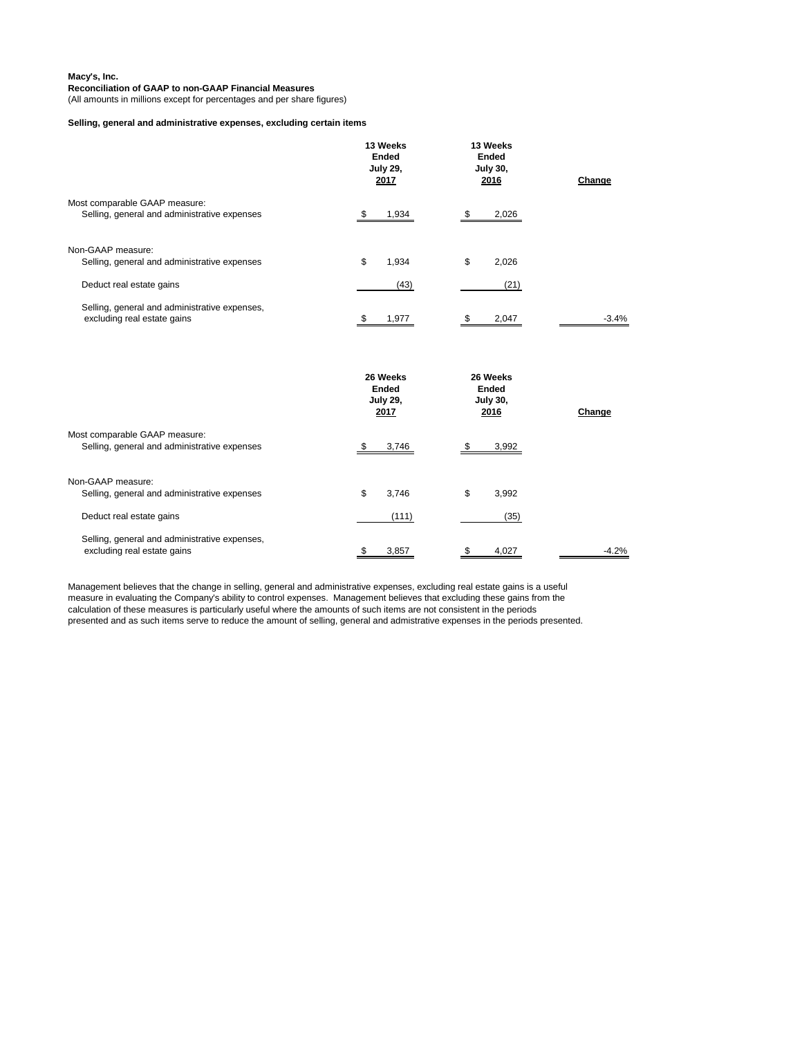**Macy's, Inc.**
**Reconciliation of GAAP to non-GAAP Financial Measures**
(All amounts in millions except for percentages and per share figures)

**Selling, general and administrative expenses, excluding certain items**

| | 13 Weeks Ended July 29, 2017 | 13 Weeks Ended July 30, 2016 | Change |
|---|---|---|---|
| Most comparable GAAP measure: | | | |
| Selling, general and administrative expenses | $ 1,934 | $ 2,026 | |
| Non-GAAP measure: | | | |
| Selling, general and administrative expenses | $ 1,934 | $ 2,026 | |
| Deduct real estate gains | (43) | (21) | |
| Selling, general and administrative expenses, excluding real estate gains | $ 1,977 | $ 2,047 | -3.4% |

| | 26 Weeks Ended July 29, 2017 | 26 Weeks Ended July 30, 2016 | Change |
|---|---|---|---|
| Most comparable GAAP measure: | | | |
| Selling, general and administrative expenses | $ 3,746 | $ 3,992 | |
| Non-GAAP measure: | | | |
| Selling, general and administrative expenses | $ 3,746 | $ 3,992 | |
| Deduct real estate gains | (111) | (35) | |
| Selling, general and administrative expenses, excluding real estate gains | $ 3,857 | $ 4,027 | -4.2% |

Management believes that the change in selling, general and administrative expenses, excluding real estate gains is a useful measure in evaluating the Company's ability to control expenses. Management believes that excluding these gains from the calculation of these measures is particularly useful where the amounts of such items are not consistent in the periods presented and as such items serve to reduce the amount of selling, general and admistrative expenses in the periods presented.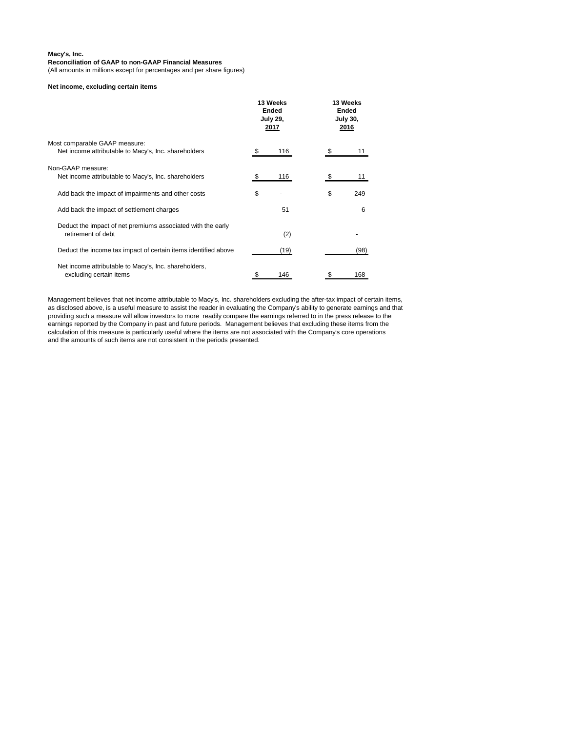**Macy's, Inc.**
**Reconciliation of GAAP to non-GAAP Financial Measures**
(All amounts in millions except for percentages and per share figures)

**Net income, excluding certain items**

| | 13 Weeks Ended July 29, 2017 | 13 Weeks Ended July 30, 2016 |
|---|---|---|
| Most comparable GAAP measure: | | |
| Net income attributable to Macy's, Inc. shareholders | $ 116 | $ 11 |
| Non-GAAP measure: | | |
| Net income attributable to Macy's, Inc. shareholders | $ 116 | $ 11 |
| Add back the impact of impairments and other costs | $ - | $ 249 |
| Add back the impact of settlement charges | 51 | 6 |
| Deduct the impact of net premiums associated with the early retirement of debt | (2) | - |
| Deduct the income tax impact of certain items identified above | (19) | (98) |
| Net income attributable to Macy's, Inc. shareholders, excluding certain items | $ 146 | $ 168 |

Management believes that net income attributable to Macy's, Inc. shareholders excluding the after-tax impact of certain items, as disclosed above, is a useful measure to assist the reader in evaluating the Company's ability to generate earnings and that providing such a measure will allow investors to more readily compare the earnings referred to in the press release to the earnings reported by the Company in past and future periods. Management believes that excluding these items from the calculation of this measure is particularly useful where the items are not associated with the Company's core operations and the amounts of such items are not consistent in the periods presented.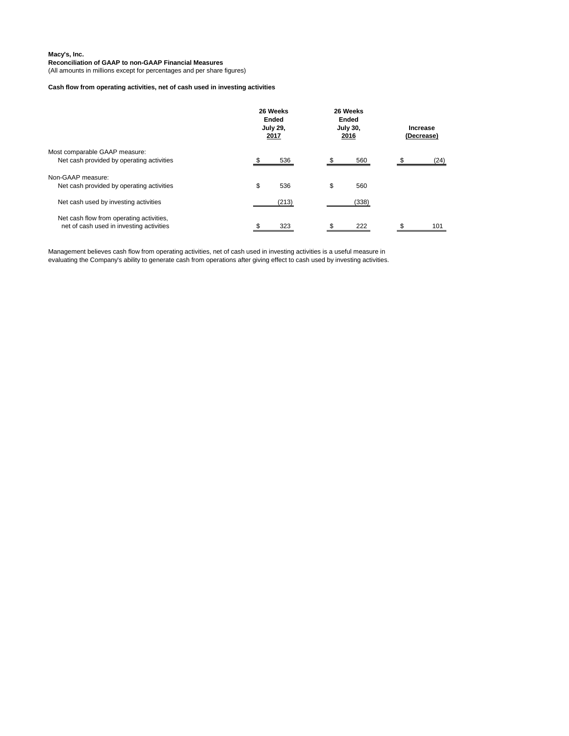**Macy's, Inc.**
**Reconciliation of GAAP to non-GAAP Financial Measures**
(All amounts in millions except for percentages and per share figures)

**Cash flow from operating activities, net of cash used in investing activities**

| | 26 Weeks Ended July 29, 2017 | 26 Weeks Ended July 30, 2016 | Increase (Decrease) |
|---|---|---|---|
| Most comparable GAAP measure: | | | |
| Net cash provided by operating activities | $ 536 | $ 560 | $ (24) |
| Non-GAAP measure: | | | |
| Net cash provided by operating activities | $ 536 | $ 560 | |
| Net cash used by investing activities | (213) | (338) | |
| Net cash flow from operating activities, net of cash used in investing activities | $ 323 | $ 222 | $ 101 |

Management believes cash flow from operating activities, net of cash used in investing activities is a useful measure in evaluating the Company's ability to generate cash from operations after giving effect to cash used by investing activities.